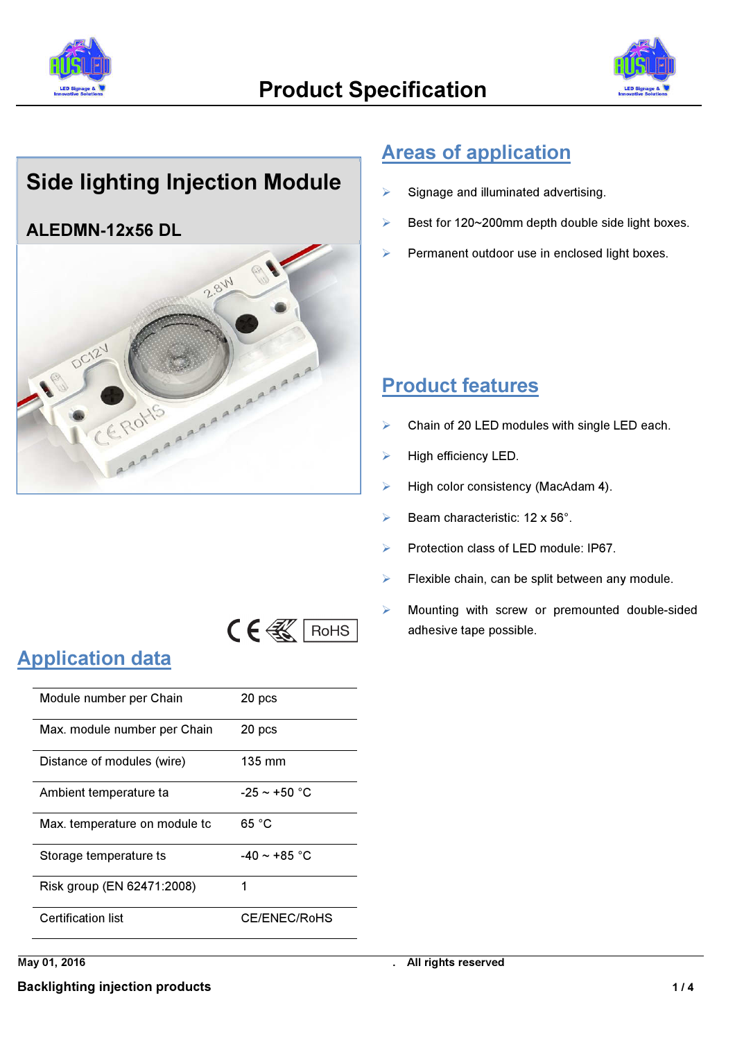# Product Specification

## Side lighting Injection Module

### ALEDMN-12x56 DL

## Application data

| Module number per Chain | 20 pcs |
|---|---|
| Max. module number per Chain | 20 pcs |
| Distance of modules (wire) | 135 mm |
| Ambient temperature ta | -25 ~ +50 °C |
| Max. temperature on module tc | 65 °C |
| Storage temperature ts | -40 ~ +85 °C |
| Risk group (EN 62471:2008) | 1 |
| Certification list | CE/ENEC/RoHS |

## Areas of application

- Signage and illuminated advertising.
- Best for 120~200mm depth double side light boxes.
- Permanent outdoor use in enclosed light boxes.

## Product features

- Chain of 20 LED modules with single LED each.
- High efficiency LED.
- High color consistency (MacAdam 4).
- Beam characteristic: 12 x 56°.
- Protection class of LED module: IP67.
- Flexible chain, can be split between any module.
- Mounting with screw or premounted double-sided adhesive tape possible.

May 01, 2016 . All rights reserved

Backlighting injection products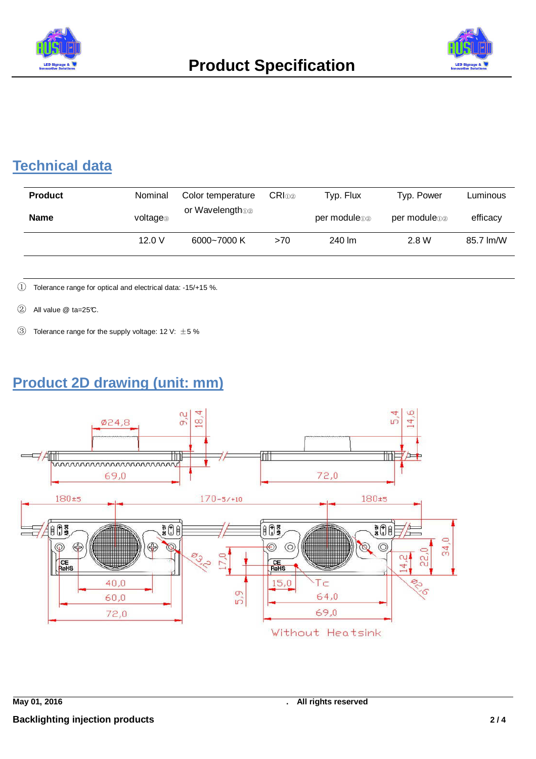## Technical data

| Product Name | Nominal voltage③ | Color temperature or Wavelength①② | CRI①② | Typ. Flux per module①② | Typ. Power per module①② | Luminous efficacy |
|---|---|---|---|---|---|---|
| | 12.0 V | 6000~7000 K | >70 | 240 lm | 2.8 W | 85.7 lm/W |

① Tolerance range for optical and electrical data: -15/+15 %.

② All value @ ta=25℃.

③ Tolerance range for the supply voltage: 12 V: ±5 %

## Product 2D drawing (unit: mm)

Without Heatsink

May 01, 2016 . All rights reserved

Backlighting injection products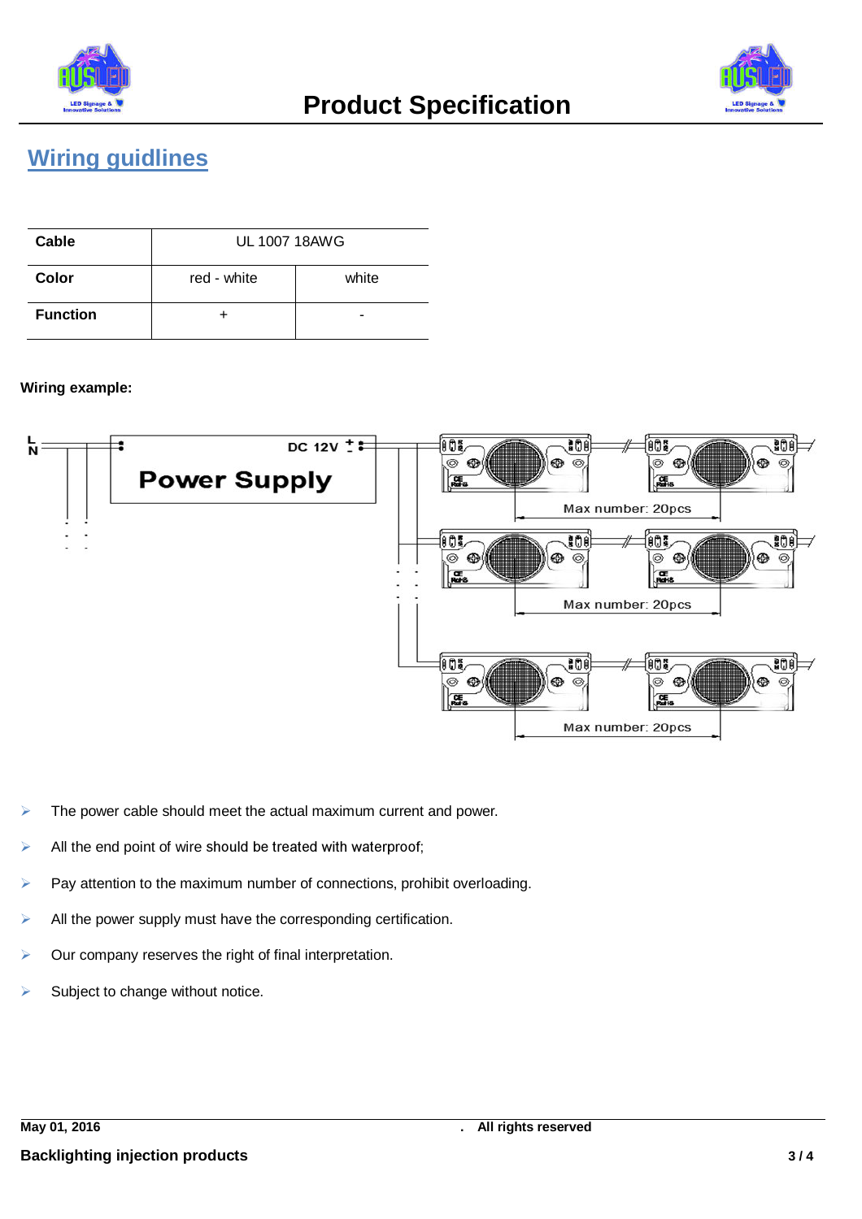## Wiring guidlines

| Cable | UL 1007 18AWG | |
|---|---|---|
| Color | red - white | white |
| Function | + | - |

**Wiring example:**

L
N

DC 12V + -

Power Supply

Max number: 20pcs

Max number: 20pcs

Max number: 20pcs

- The power cable should meet the actual maximum current and power.
- All the end point of wire should be treated with waterproof;
- Pay attention to the maximum number of connections, prohibit overloading.
- All the power supply must have the corresponding certification.
- Our company reserves the right of final interpretation.
- Subject to change without notice.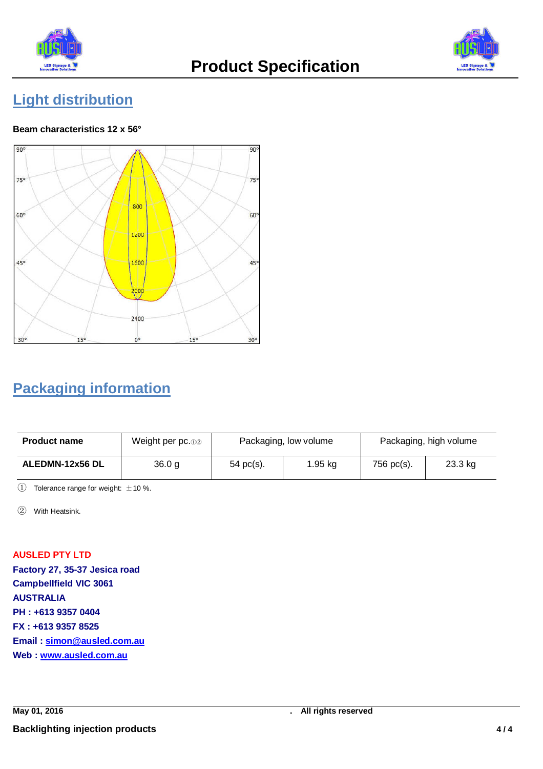## Light distribution

**Beam characteristics 12 x 56°**

90°
75°
60°
45°
30°
15°
0°
800
1200
1600
2000
2400

## Packaging information

| Product name | Weight per pc.①② | Packaging, low volume | | Packaging, high volume | |
|---|---|---|---|---|---|
| ALEDMN-12x56 DL | 36.0 g | 54 pc(s). | 1.95 kg | 756 pc(s). | 23.3 kg |

① Tolerance range for weight: ±10 %.

② With Heatsink.

**AUSLED PTY LTD**
**Factory 27, 35-37 Jesica road**
**Campbellfield VIC 3061**
**AUSTRALIA**
**PH : +613 9357 0404**
**FX : +613 9357 8525**
**Email : simon@ausled.com.au**
**Web : www.ausled.com.au**